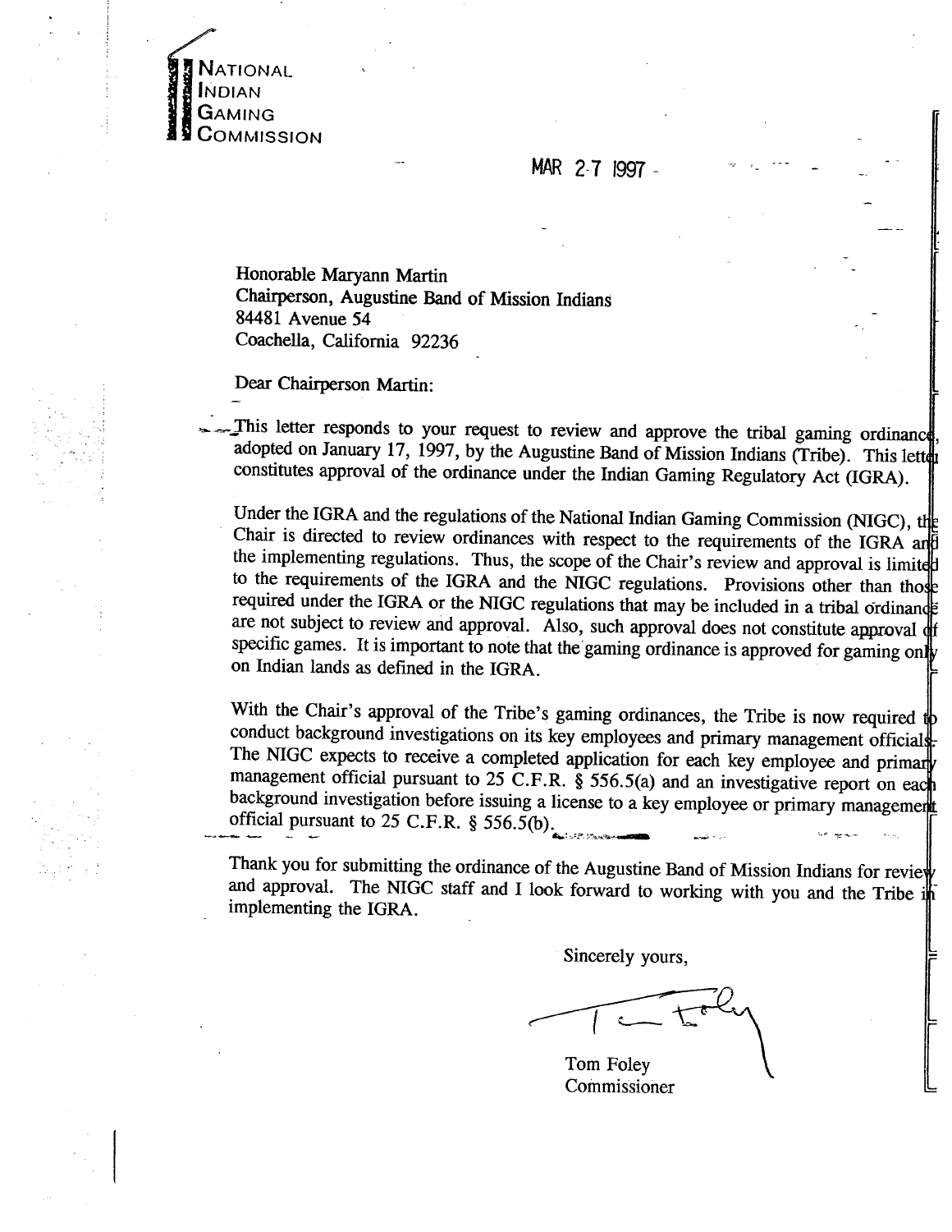NATIONAL
INDIAN
GAMING
COMMISSION

MAR 27 1997

Honorable Maryann Martin
Chairperson, Augustine Band of Mission Indians
84481 Avenue 54
Coachella, California 92236

Dear Chairperson Martin:

This letter responds to your request to review and approve the tribal gaming ordinance, adopted on January 17, 1997, by the Augustine Band of Mission Indians (Tribe). This letter constitutes approval of the ordinance under the Indian Gaming Regulatory Act (IGRA).

Under the IGRA and the regulations of the National Indian Gaming Commission (NIGC), the Chair is directed to review ordinances with respect to the requirements of the IGRA and the implementing regulations. Thus, the scope of the Chair's review and approval is limited to the requirements of the IGRA and the NIGC regulations. Provisions other than those required under the IGRA or the NIGC regulations that may be included in a tribal ordinance are not subject to review and approval. Also, such approval does not constitute approval of specific games. It is important to note that the gaming ordinance is approved for gaming only on Indian lands as defined in the IGRA.

With the Chair's approval of the Tribe's gaming ordinances, the Tribe is now required to conduct background investigations on its key employees and primary management officials. The NIGC expects to receive a completed application for each key employee and primary management official pursuant to 25 C.F.R. § 556.5(a) and an investigative report on each background investigation before issuing a license to a key employee or primary management official pursuant to 25 C.F.R. § 556.5(b).

Thank you for submitting the ordinance of the Augustine Band of Mission Indians for review and approval. The NIGC staff and I look forward to working with you and the Tribe in implementing the IGRA.

Sincerely yours,

Tom Foley
Commissioner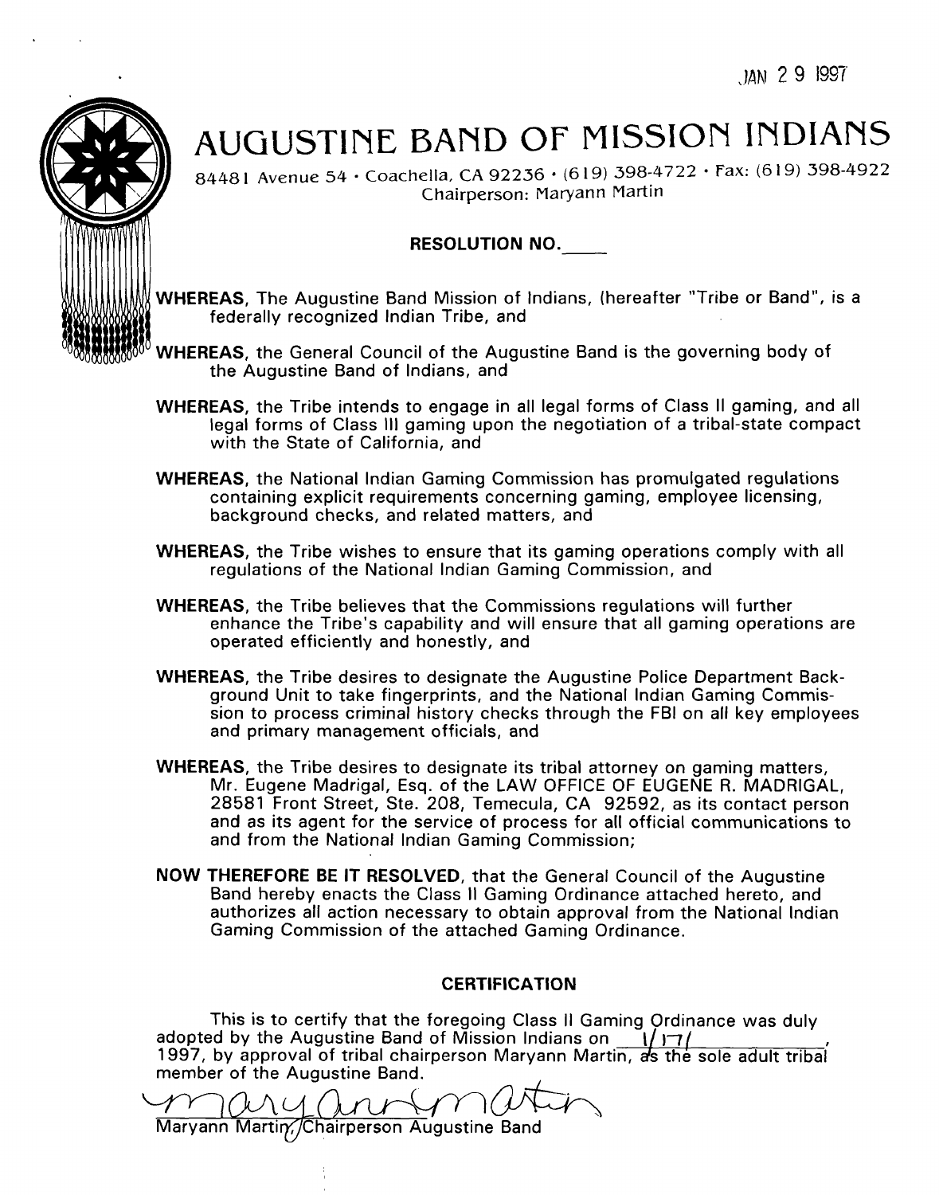JAN 2 9 1997

# AUGUSTINE BAND OF MISSION INDIANS

84481 Avenue 54 · Coachella, CA 92236 · (619) 398-4722 · Fax: (619) 398-4922
Chairperson: Maryann Martin

**RESOLUTION NO.____**

**WHEREAS**, The Augustine Band Mission of Indians, (hereafter "Tribe or Band", is a federally recognized Indian Tribe, and

**WHEREAS**, the General Council of the Augustine Band is the governing body of the Augustine Band of Indians, and

**WHEREAS**, the Tribe intends to engage in all legal forms of Class II gaming, and all legal forms of Class III gaming upon the negotiation of a tribal-state compact with the State of California, and

**WHEREAS**, the National Indian Gaming Commission has promulgated regulations containing explicit requirements concerning gaming, employee licensing, background checks, and related matters, and

**WHEREAS**, the Tribe wishes to ensure that its gaming operations comply with all regulations of the National Indian Gaming Commission, and

**WHEREAS**, the Tribe believes that the Commissions regulations will further enhance the Tribe's capability and will ensure that all gaming operations are operated efficiently and honestly, and

**WHEREAS**, the Tribe desires to designate the Augustine Police Department Background Unit to take fingerprints, and the National Indian Gaming Commission to process criminal history checks through the FBI on all key employees and primary management officials, and

**WHEREAS**, the Tribe desires to designate its tribal attorney on gaming matters, Mr. Eugene Madrigal, Esq. of the LAW OFFICE OF EUGENE R. MADRIGAL, 28581 Front Street, Ste. 208, Temecula, CA 92592, as its contact person and as its agent for the service of process for all official communications to and from the National Indian Gaming Commission;

**NOW THEREFORE BE IT RESOLVED**, that the General Council of the Augustine Band hereby enacts the Class II Gaming Ordinance attached hereto, and authorizes all action necessary to obtain approval from the National Indian Gaming Commission of the attached Gaming Ordinance.

**CERTIFICATION**

This is to certify that the foregoing Class II Gaming Ordinance was duly adopted by the Augustine Band of Mission Indians on 1/17/, 1997, by approval of tribal chairperson Maryann Martin, as the sole adult tribal member of the Augustine Band.

Maryann Martin, Chairperson Augustine Band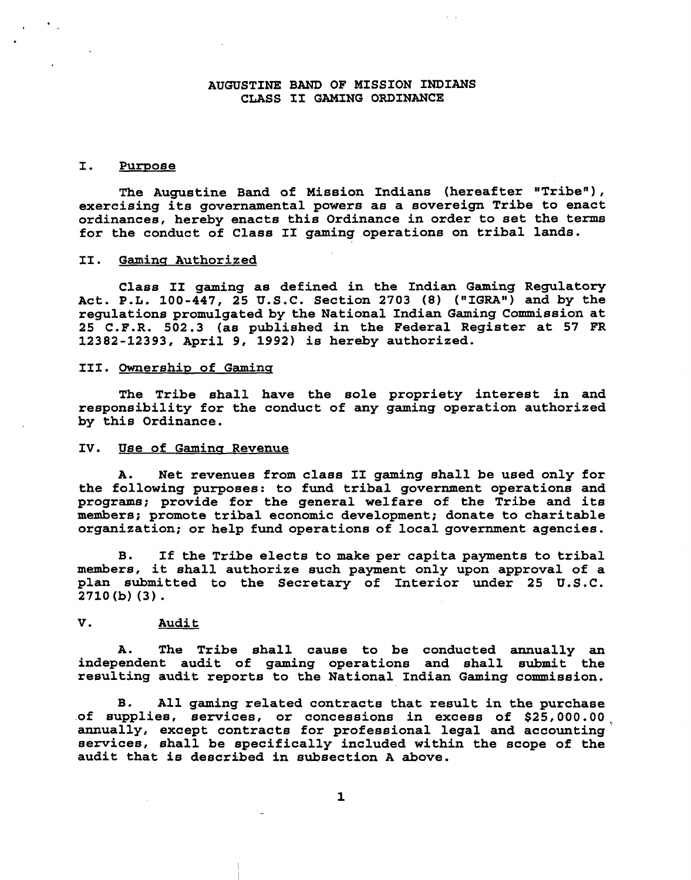# AUGUSTINE BAND OF MISSION INDIANS CLASS II GAMING ORDINANCE

## I. Purpose

The Augustine Band of Mission Indians (hereafter "Tribe"), exercising its governamental powers as a sovereign Tribe to enact ordinances, hereby enacts this Ordinance in order to set the terms for the conduct of Class II gaming operations on tribal lands.

## II. Gaming Authorized

Class II gaming as defined in the Indian Gaming Regulatory Act. P.L. 100-447, 25 U.S.C. Section 2703 (8) ("IGRA") and by the regulations promulgated by the National Indian Gaming Commission at 25 C.F.R. 502.3 (as published in the Federal Register at 57 FR 12382-12393, April 9, 1992) is hereby authorized.

## III. Ownership of Gaming

The Tribe shall have the sole propriety interest in and responsibility for the conduct of any gaming operation authorized by this Ordinance.

## IV. Use of Gaming Revenue

A. Net revenues from class II gaming shall be used only for the following purposes: to fund tribal government operations and programs; provide for the general welfare of the Tribe and its members; promote tribal economic development; donate to charitable organization; or help fund operations of local government agencies.

B. If the Tribe elects to make per capita payments to tribal members, it shall authorize such payment only upon approval of a plan submitted to the Secretary of Interior under 25 U.S.C. 2710(b)(3).

## V. Audit

A. The Tribe shall cause to be conducted annually an independent audit of gaming operations and shall submit the resulting audit reports to the National Indian Gaming commission.

B. All gaming related contracts that result in the purchase of supplies, services, or concessions in excess of $25,000.00 annually, except contracts for professional legal and accounting services, shall be specifically included within the scope of the audit that is described in subsection A above.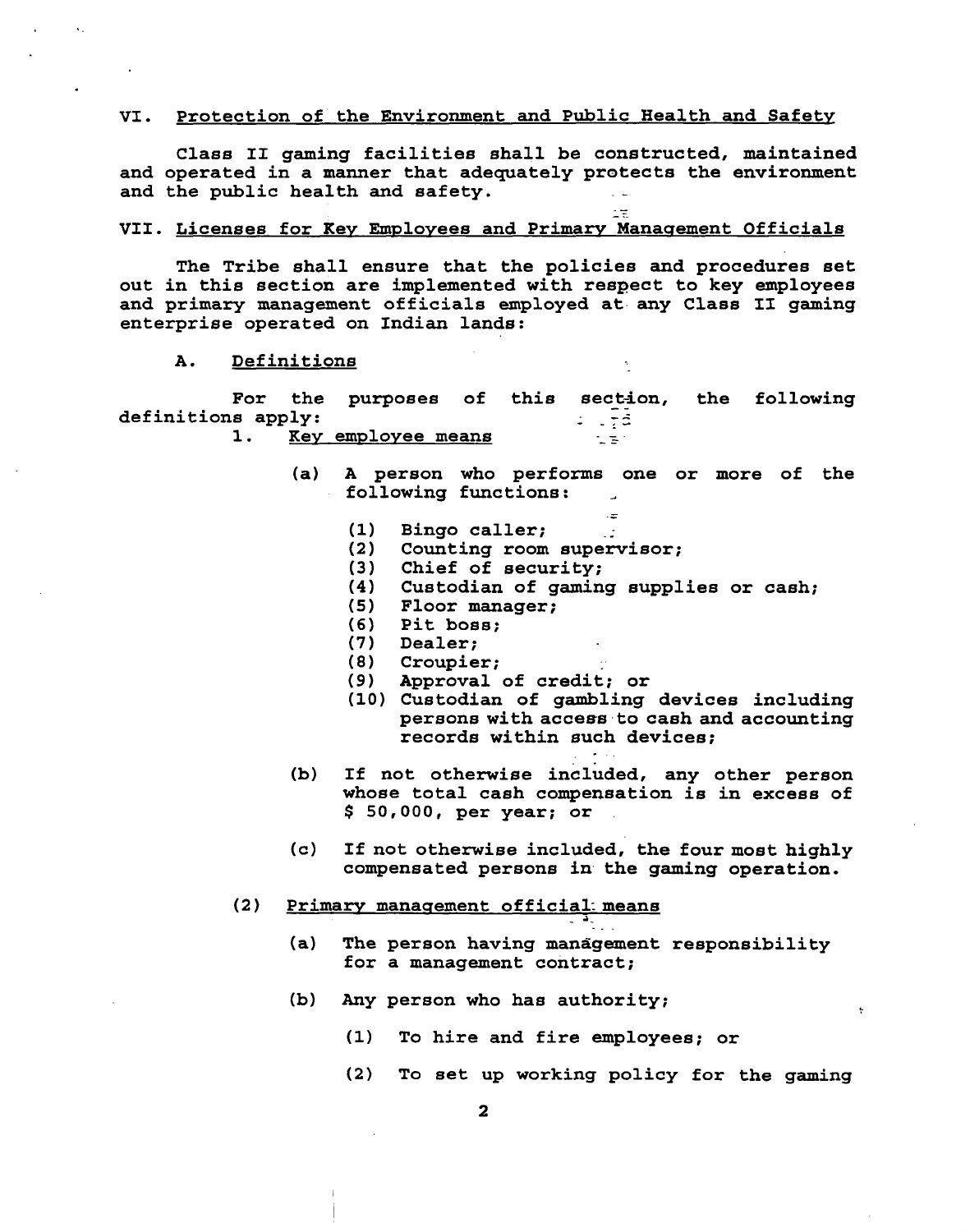## VI. Protection of the Environment and Public Health and Safety

Class II gaming facilities shall be constructed, maintained and operated in a manner that adequately protects the environment and the public health and safety.

## VII. Licenses for Key Employees and Primary Management Officials

The Tribe shall ensure that the policies and procedures set out in this section are implemented with respect to key employees and primary management officials employed at any Class II gaming enterprise operated on Indian lands:

### A. Definitions

For the purposes of this section, the following definitions apply:

1. Key employee means

   (a) A person who performs one or more of the following functions:

   (1) Bingo caller;
   (2) Counting room supervisor;
   (3) Chief of security;
   (4) Custodian of gaming supplies or cash;
   (5) Floor manager;
   (6) Pit boss;
   (7) Dealer;
   (8) Croupier;
   (9) Approval of credit; or
   (10) Custodian of gambling devices including persons with access to cash and accounting records within such devices;

   (b) If not otherwise included, any other person whose total cash compensation is in excess of $ 50,000, per year; or

   (c) If not otherwise included, the four most highly compensated persons in the gaming operation.

(2) Primary management official means

   (a) The person having management responsibility for a management contract;

   (b) Any person who has authority;

   (1) To hire and fire employees; or

   (2) To set up working policy for the gaming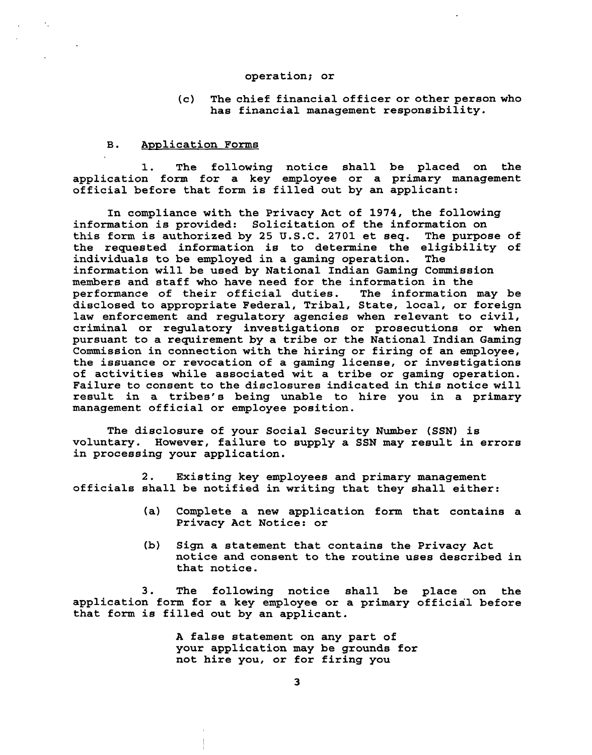operation; or

(c) The chief financial officer or other person who has financial management responsibility.

B. Application Forms

1. The following notice shall be placed on the application form for a key employee or a primary management official before that form is filled out by an applicant:

In compliance with the Privacy Act of 1974, the following information is provided: Solicitation of the information on this form is authorized by 25 U.S.C. 2701 et seq. The purpose of the requested information is to determine the eligibility of individuals to be employed in a gaming operation. The information will be used by National Indian Gaming Commission members and staff who have need for the information in the performance of their official duties. The information may be disclosed to appropriate Federal, Tribal, State, local, or foreign law enforcement and regulatory agencies when relevant to civil, criminal or regulatory investigations or prosecutions or when pursuant to a requirement by a tribe or the National Indian Gaming Commission in connection with the hiring or firing of an employee, the issuance or revocation of a gaming license, or investigations of activities while associated wit a tribe or gaming operation. Failure to consent to the disclosures indicated in this notice will result in a tribes's being unable to hire you in a primary management official or employee position.

The disclosure of your Social Security Number (SSN) is voluntary. However, failure to supply a SSN may result in errors in processing your application.

2. Existing key employees and primary management officials shall be notified in writing that they shall either:

(a) Complete a new application form that contains a Privacy Act Notice: or

(b) Sign a statement that contains the Privacy Act notice and consent to the routine uses described in that notice.

3. The following notice shall be place on the application form for a key employee or a primary official before that form is filled out by an applicant.

A false statement on any part of your application may be grounds for not hire you, or for firing you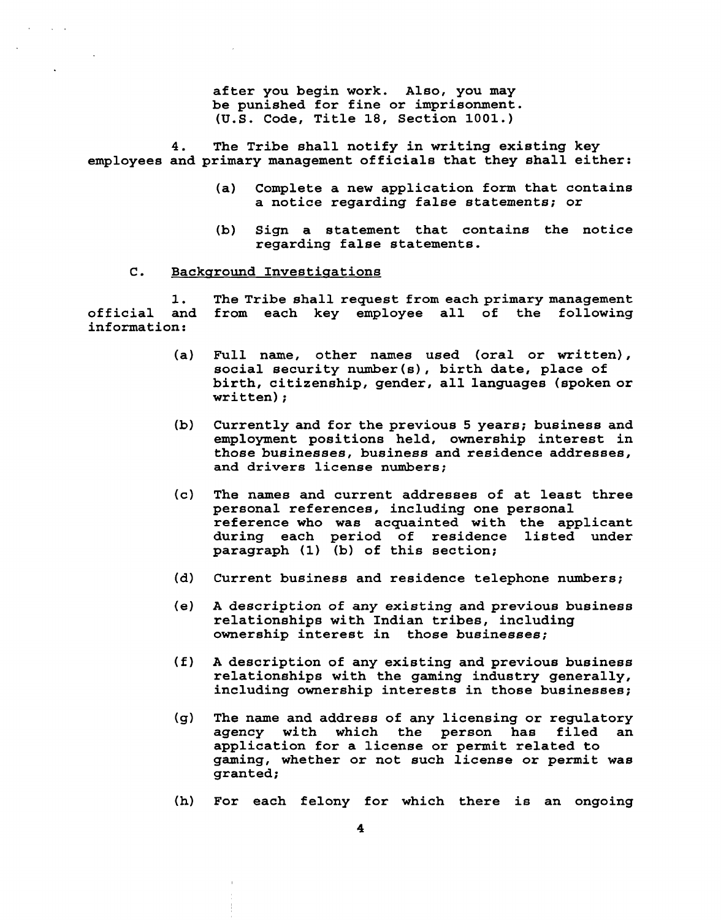after you begin work. Also, you may be punished for fine or imprisonment. (U.S. Code, Title 18, Section 1001.)

4. The Tribe shall notify in writing existing key employees and primary management officials that they shall either:

(a) Complete a new application form that contains a notice regarding false statements; or

(b) Sign a statement that contains the notice regarding false statements.

C. <u>Background Investigations</u>

1. The Tribe shall request from each primary management official and from each key employee all of the following information:

(a) Full name, other names used (oral or written), social security number(s), birth date, place of birth, citizenship, gender, all languages (spoken or written);

(b) Currently and for the previous 5 years; business and employment positions held, ownership interest in those businesses, business and residence addresses, and drivers license numbers;

(c) The names and current addresses of at least three personal references, including one personal reference who was acquainted with the applicant during each period of residence listed under paragraph (1) (b) of this section;

(d) Current business and residence telephone numbers;

(e) A description of any existing and previous business relationships with Indian tribes, including ownership interest in those businesses;

(f) A description of any existing and previous business relationships with the gaming industry generally, including ownership interests in those businesses;

(g) The name and address of any licensing or regulatory agency with which the person has filed an application for a license or permit related to gaming, whether or not such license or permit was granted;

(h) For each felony for which there is an ongoing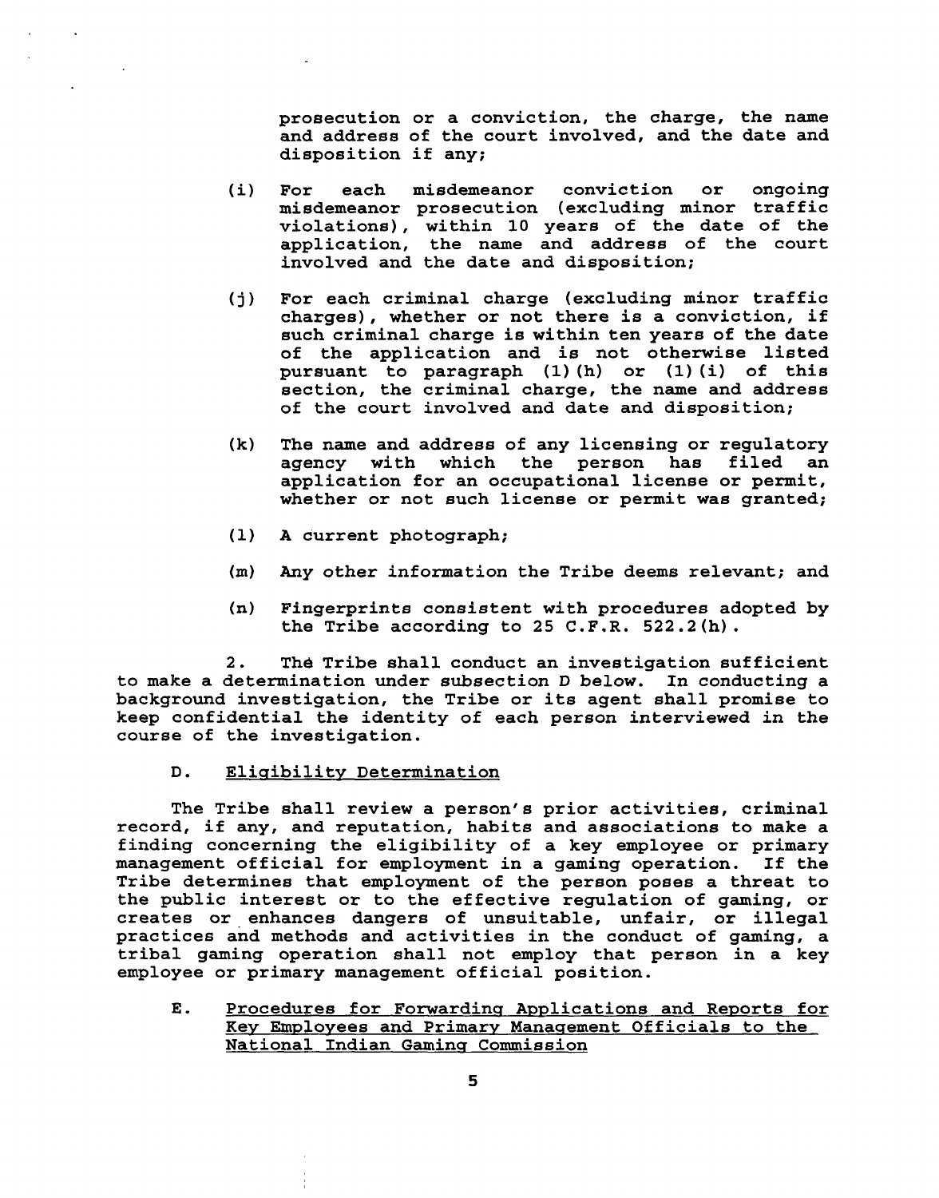prosecution or a conviction, the charge, the name and address of the court involved, and the date and disposition if any;

(i) For each misdemeanor conviction or ongoing misdemeanor prosecution (excluding minor traffic violations), within 10 years of the date of the application, the name and address of the court involved and the date and disposition;

(j) For each criminal charge (excluding minor traffic charges), whether or not there is a conviction, if such criminal charge is within ten years of the date of the application and is not otherwise listed pursuant to paragraph (1)(h) or (1)(i) of this section, the criminal charge, the name and address of the court involved and date and disposition;

(k) The name and address of any licensing or regulatory agency with which the person has filed an application for an occupational license or permit, whether or not such license or permit was granted;

(l) A current photograph;

(m) Any other information the Tribe deems relevant; and

(n) Fingerprints consistent with procedures adopted by the Tribe according to 25 C.F.R. 522.2(h).

2. The Tribe shall conduct an investigation sufficient to make a determination under subsection D below. In conducting a background investigation, the Tribe or its agent shall promise to keep confidential the identity of each person interviewed in the course of the investigation.

D. Eligibility Determination

The Tribe shall review a person's prior activities, criminal record, if any, and reputation, habits and associations to make a finding concerning the eligibility of a key employee or primary management official for employment in a gaming operation. If the Tribe determines that employment of the person poses a threat to the public interest or to the effective regulation of gaming, or creates or enhances dangers of unsuitable, unfair, or illegal practices and methods and activities in the conduct of gaming, a tribal gaming operation shall not employ that person in a key employee or primary management official position.

E. Procedures for Forwarding Applications and Reports for Key Employees and Primary Management Officials to the National Indian Gaming Commission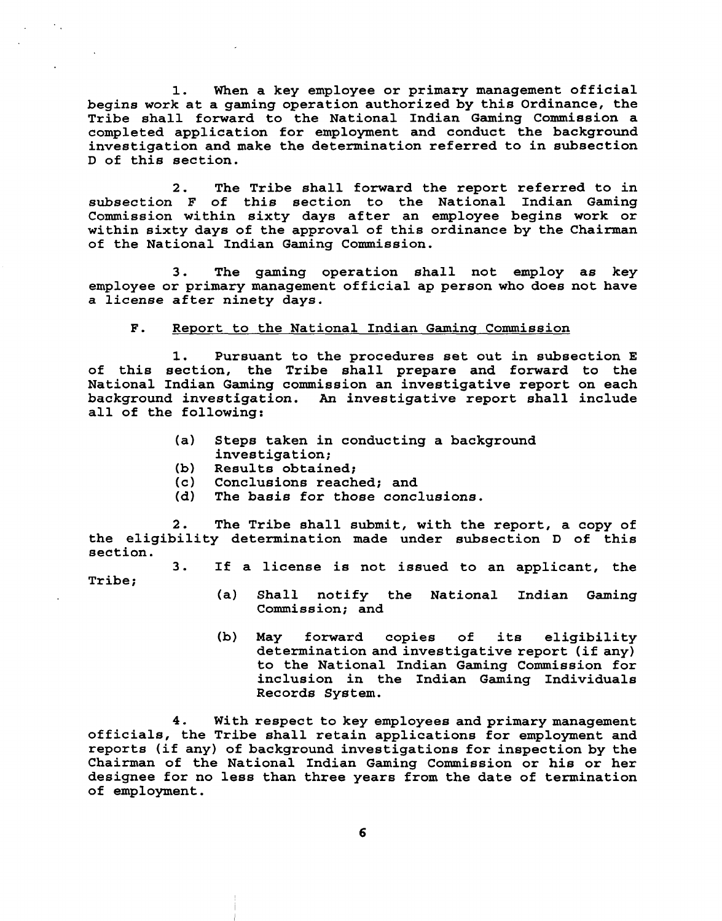1. When a key employee or primary management official begins work at a gaming operation authorized by this Ordinance, the Tribe shall forward to the National Indian Gaming Commission a completed application for employment and conduct the background investigation and make the determination referred to in subsection D of this section.

2. The Tribe shall forward the report referred to in subsection F of this section to the National Indian Gaming Commission within sixty days after an employee begins work or within sixty days of the approval of this ordinance by the Chairman of the National Indian Gaming Commission.

3. The gaming operation shall not employ as key employee or primary management official ap person who does not have a license after ninety days.

F. Report to the National Indian Gaming Commission

1. Pursuant to the procedures set out in subsection E of this section, the Tribe shall prepare and forward to the National Indian Gaming commission an investigative report on each background investigation. An investigative report shall include all of the following:

- (a) Steps taken in conducting a background investigation;
- (b) Results obtained;
- (c) Conclusions reached; and
- (d) The basis for those conclusions.

2. The Tribe shall submit, with the report, a copy of the eligibility determination made under subsection D of this section.

3. If a license is not issued to an applicant, the Tribe;

- (a) Shall notify the National Indian Gaming Commission; and
- (b) May forward copies of its eligibility determination and investigative report (if any) to the National Indian Gaming Commission for inclusion in the Indian Gaming Individuals Records System.

4. With respect to key employees and primary management officials, the Tribe shall retain applications for employment and reports (if any) of background investigations for inspection by the Chairman of the National Indian Gaming Commission or his or her designee for no less than three years from the date of termination of employment.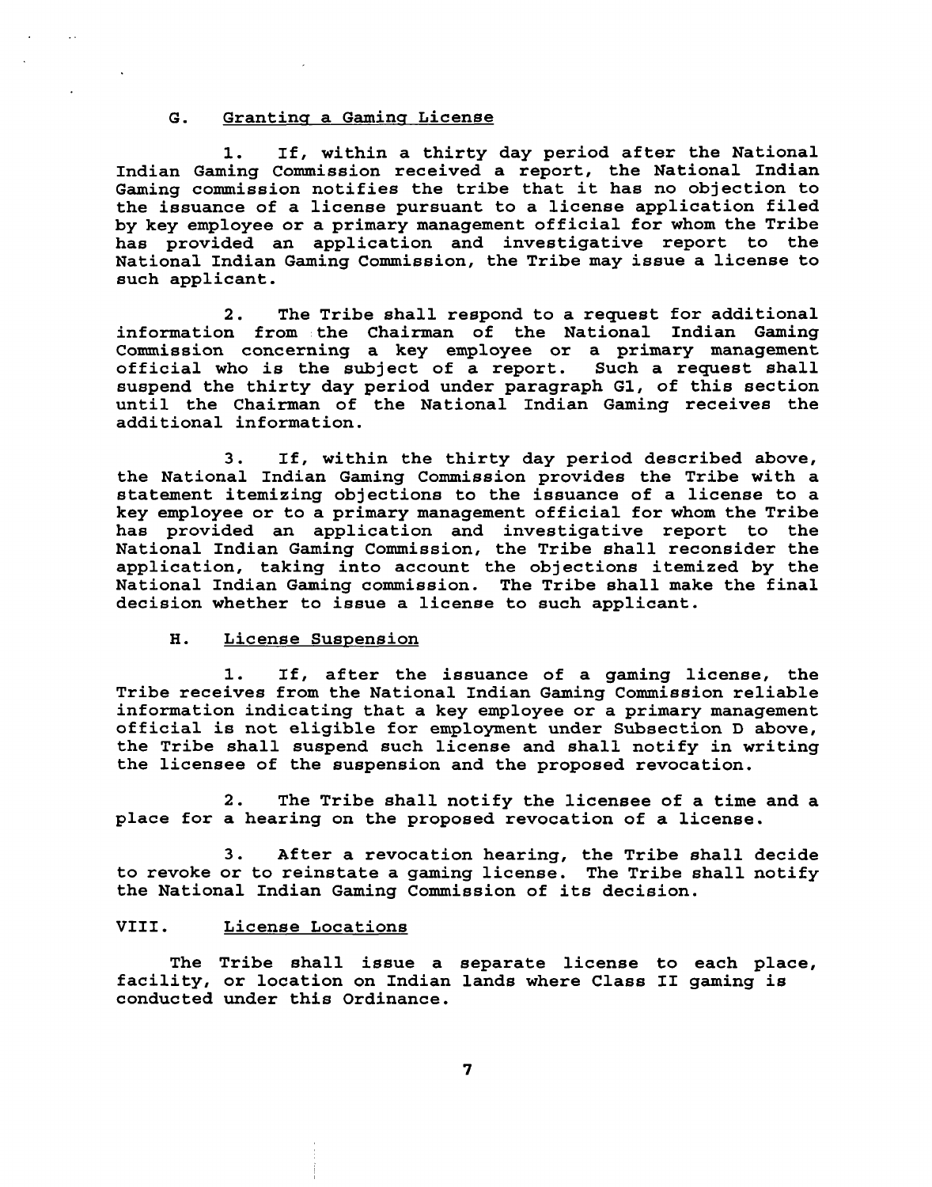### G. Granting a Gaming License

1. If, within a thirty day period after the National Indian Gaming Commission received a report, the National Indian Gaming commission notifies the tribe that it has no objection to the issuance of a license pursuant to a license application filed by key employee or a primary management official for whom the Tribe has provided an application and investigative report to the National Indian Gaming Commission, the Tribe may issue a license to such applicant.

2. The Tribe shall respond to a request for additional information from the Chairman of the National Indian Gaming Commission concerning a key employee or a primary management official who is the subject of a report. Such a request shall suspend the thirty day period under paragraph G1, of this section until the Chairman of the National Indian Gaming receives the additional information.

3. If, within the thirty day period described above, the National Indian Gaming Commission provides the Tribe with a statement itemizing objections to the issuance of a license to a key employee or to a primary management official for whom the Tribe has provided an application and investigative report to the National Indian Gaming Commission, the Tribe shall reconsider the application, taking into account the objections itemized by the National Indian Gaming commission. The Tribe shall make the final decision whether to issue a license to such applicant.

### H. License Suspension

1. If, after the issuance of a gaming license, the Tribe receives from the National Indian Gaming Commission reliable information indicating that a key employee or a primary management official is not eligible for employment under Subsection D above, the Tribe shall suspend such license and shall notify in writing the licensee of the suspension and the proposed revocation.

2. The Tribe shall notify the licensee of a time and a place for a hearing on the proposed revocation of a license.

3. After a revocation hearing, the Tribe shall decide to revoke or to reinstate a gaming license. The Tribe shall notify the National Indian Gaming Commission of its decision.

## VIII. License Locations

The Tribe shall issue a separate license to each place, facility, or location on Indian lands where Class II gaming is conducted under this Ordinance.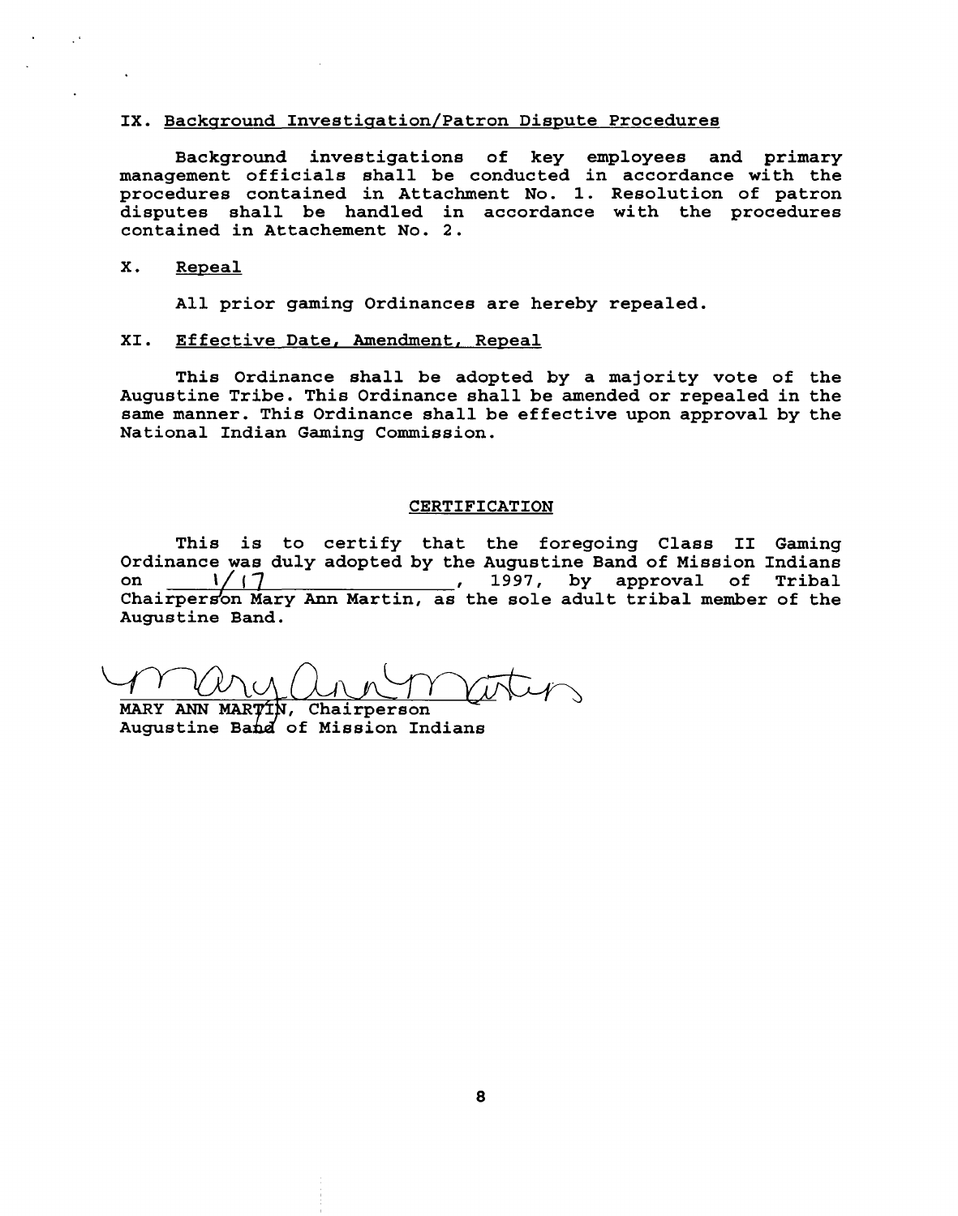## IX. Background Investigation/Patron Dispute Procedures

Background investigations of key employees and primary management officials shall be conducted in accordance with the procedures contained in Attachment No. 1. Resolution of patron disputes shall be handled in accordance with the procedures contained in Attachement No. 2.

## X. Repeal

All prior gaming Ordinances are hereby repealed.

## XI. Effective Date, Amendment, Repeal

This Ordinance shall be adopted by a majority vote of the Augustine Tribe. This Ordinance shall be amended or repealed in the same manner. This Ordinance shall be effective upon approval by the National Indian Gaming Commission.

## CERTIFICATION

This is to certify that the foregoing Class II Gaming Ordinance was duly adopted by the Augustine Band of Mission Indians on 1/17, 1997, by approval of Tribal Chairperson Mary Ann Martin, as the sole adult tribal member of the Augustine Band.

Mary Ann Martin

MARY ANN MARTIN, Chairperson
Augustine Band of Mission Indians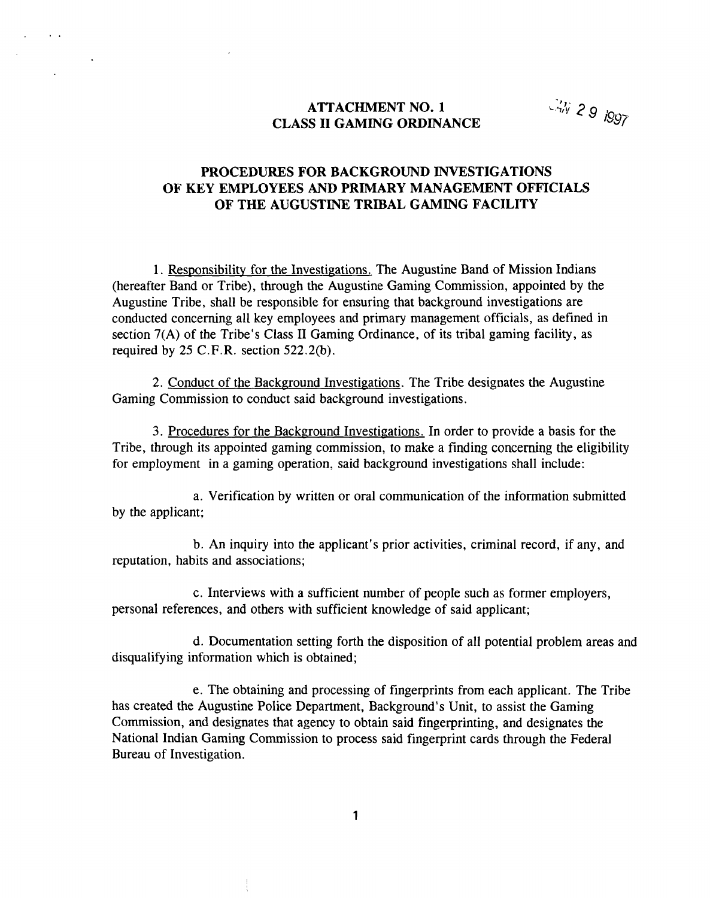**ATTACHMENT NO. 1**
**CLASS II GAMING ORDINANCE**

JAN 29 1997

## PROCEDURES FOR BACKGROUND INVESTIGATIONS OF KEY EMPLOYEES AND PRIMARY MANAGEMENT OFFICIALS OF THE AUGUSTINE TRIBAL GAMING FACILITY

1. Responsibility for the Investigations. The Augustine Band of Mission Indians (hereafter Band or Tribe), through the Augustine Gaming Commission, appointed by the Augustine Tribe, shall be responsible for ensuring that background investigations are conducted concerning all key employees and primary management officials, as defined in section 7(A) of the Tribe's Class II Gaming Ordinance, of its tribal gaming facility, as required by 25 C.F.R. section 522.2(b).

2. Conduct of the Background Investigations. The Tribe designates the Augustine Gaming Commission to conduct said background investigations.

3. Procedures for the Background Investigations. In order to provide a basis for the Tribe, through its appointed gaming commission, to make a finding concerning the eligibility for employment in a gaming operation, said background investigations shall include:

a. Verification by written or oral communication of the information submitted by the applicant;

b. An inquiry into the applicant's prior activities, criminal record, if any, and reputation, habits and associations;

c. Interviews with a sufficient number of people such as former employers, personal references, and others with sufficient knowledge of said applicant;

d. Documentation setting forth the disposition of all potential problem areas and disqualifying information which is obtained;

e. The obtaining and processing of fingerprints from each applicant. The Tribe has created the Augustine Police Department, Background's Unit, to assist the Gaming Commission, and designates that agency to obtain said fingerprinting, and designates the National Indian Gaming Commission to process said fingerprint cards through the Federal Bureau of Investigation.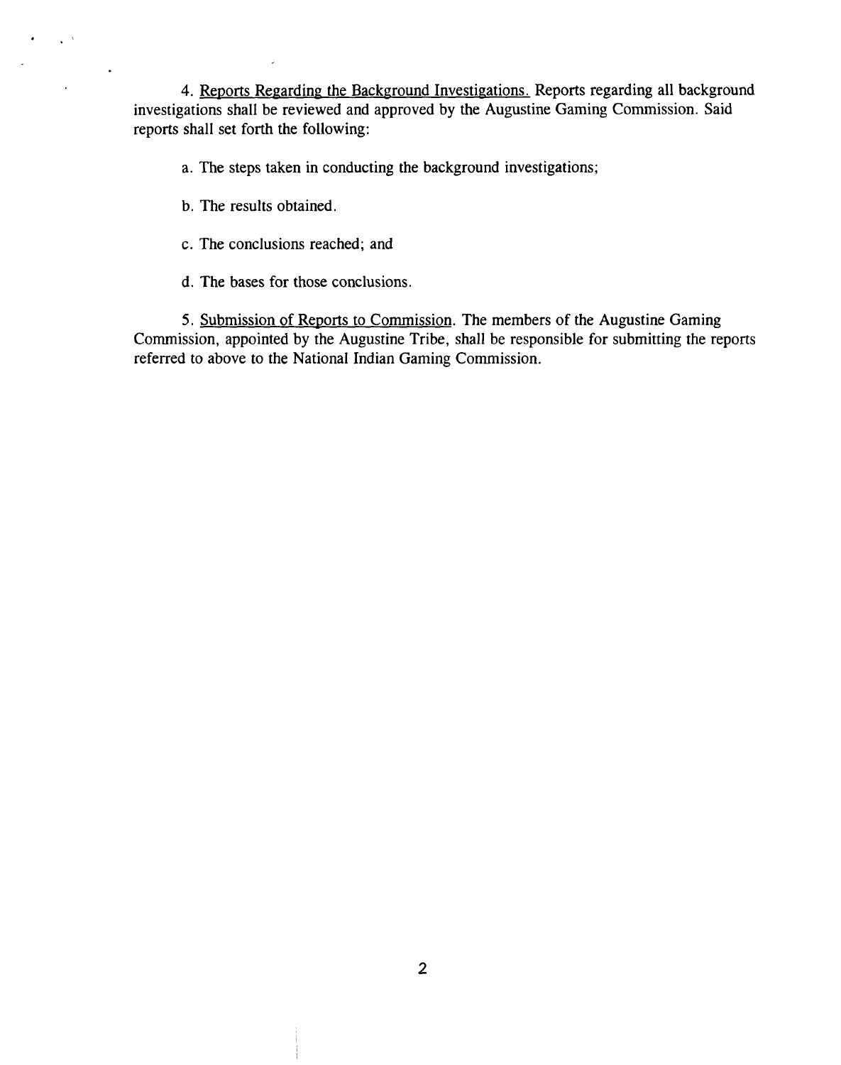4. Reports Regarding the Background Investigations. Reports regarding all background investigations shall be reviewed and approved by the Augustine Gaming Commission. Said reports shall set forth the following:

a. The steps taken in conducting the background investigations;

b. The results obtained.

c. The conclusions reached; and

d. The bases for those conclusions.

5. Submission of Reports to Commission. The members of the Augustine Gaming Commission, appointed by the Augustine Tribe, shall be responsible for submitting the reports referred to above to the National Indian Gaming Commission.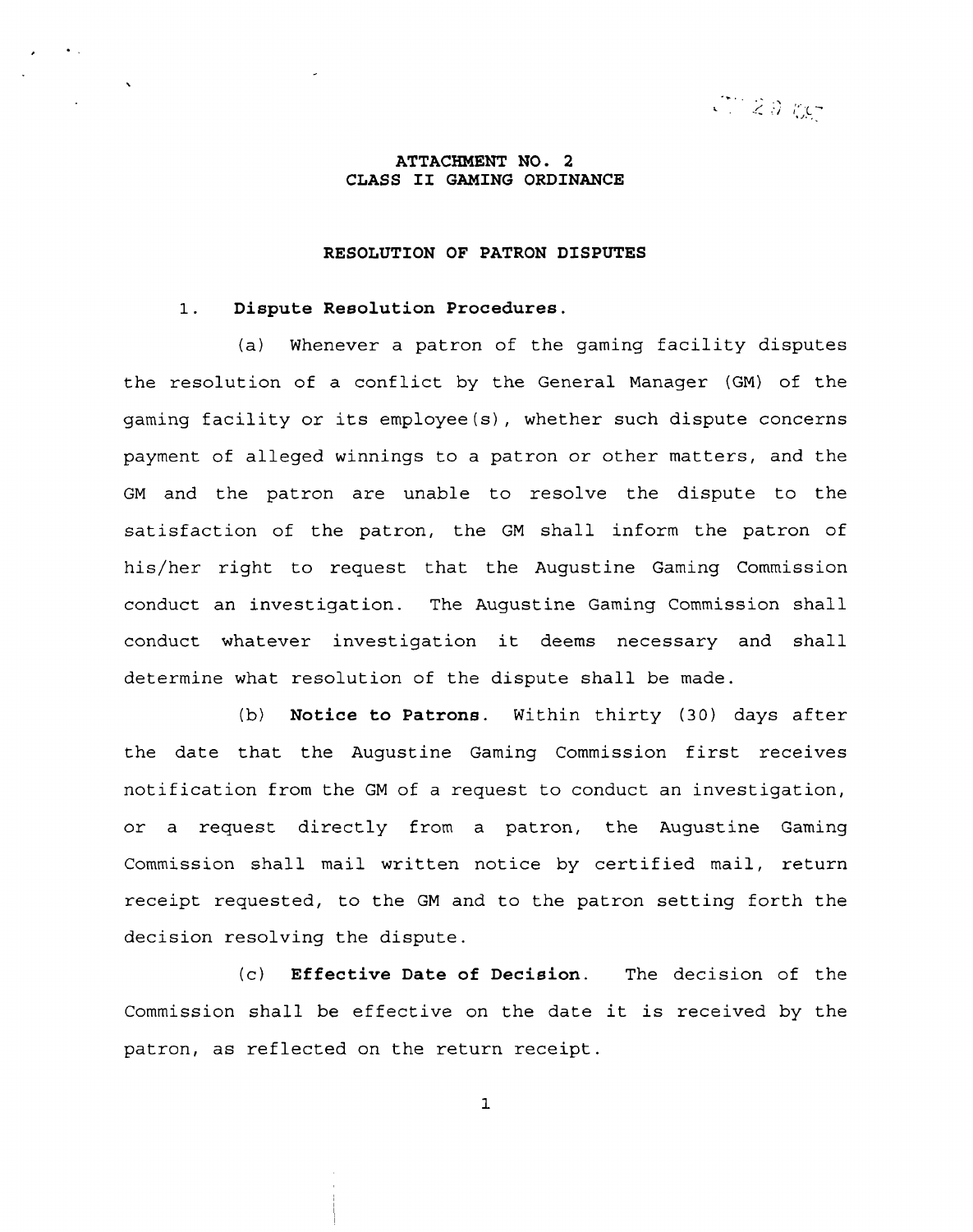**ATTACHMENT NO. 2**
**CLASS II GAMING ORDINANCE**

**RESOLUTION OF PATRON DISPUTES**

1. **Dispute Resolution Procedures.**

(a) Whenever a patron of the gaming facility disputes the resolution of a conflict by the General Manager (GM) of the gaming facility or its employee(s), whether such dispute concerns payment of alleged winnings to a patron or other matters, and the GM and the patron are unable to resolve the dispute to the satisfaction of the patron, the GM shall inform the patron of his/her right to request that the Augustine Gaming Commission conduct an investigation. The Augustine Gaming Commission shall conduct whatever investigation it deems necessary and shall determine what resolution of the dispute shall be made.

(b) **Notice to Patrons.** Within thirty (30) days after the date that the Augustine Gaming Commission first receives notification from the GM of a request to conduct an investigation, or a request directly from a patron, the Augustine Gaming Commission shall mail written notice by certified mail, return receipt requested, to the GM and to the patron setting forth the decision resolving the dispute.

(c) **Effective Date of Decision.** The decision of the Commission shall be effective on the date it is received by the patron, as reflected on the return receipt.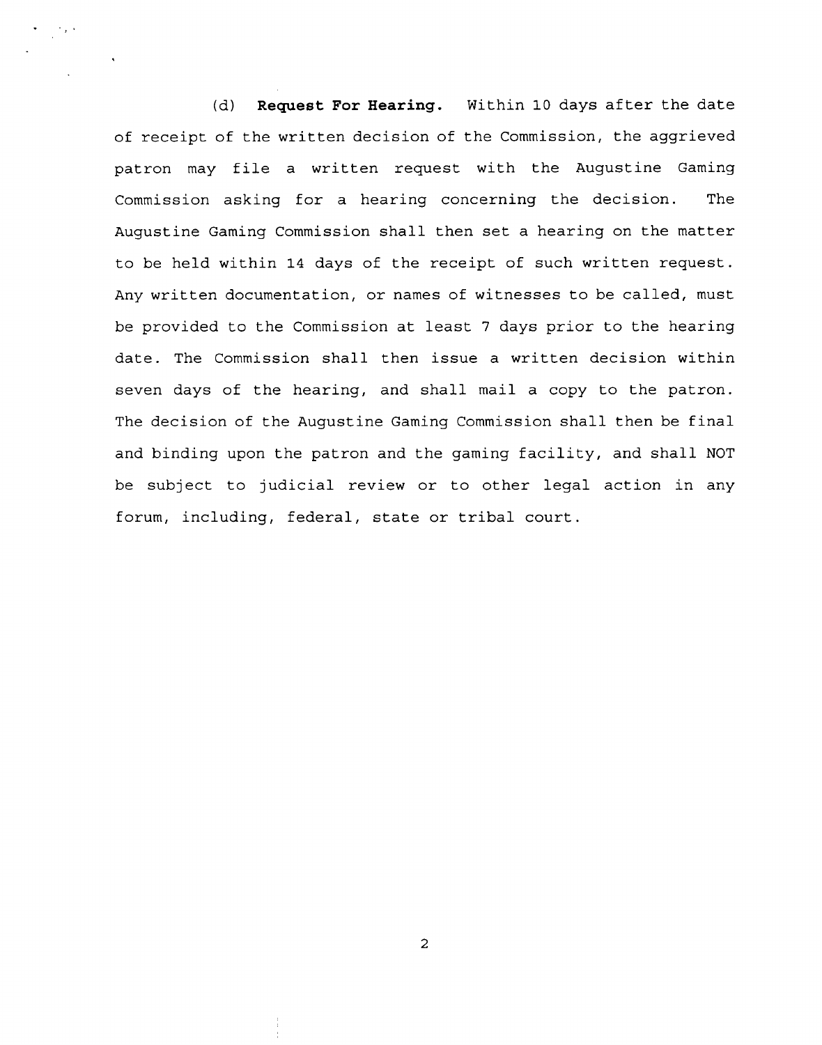(d) **Request For Hearing.** Within 10 days after the date of receipt of the written decision of the Commission, the aggrieved patron may file a written request with the Augustine Gaming Commission asking for a hearing concerning the decision. The Augustine Gaming Commission shall then set a hearing on the matter to be held within 14 days of the receipt of such written request. Any written documentation, or names of witnesses to be called, must be provided to the Commission at least 7 days prior to the hearing date. The Commission shall then issue a written decision within seven days of the hearing, and shall mail a copy to the patron. The decision of the Augustine Gaming Commission shall then be final and binding upon the patron and the gaming facility, and shall NOT be subject to judicial review or to other legal action in any forum, including, federal, state or tribal court.